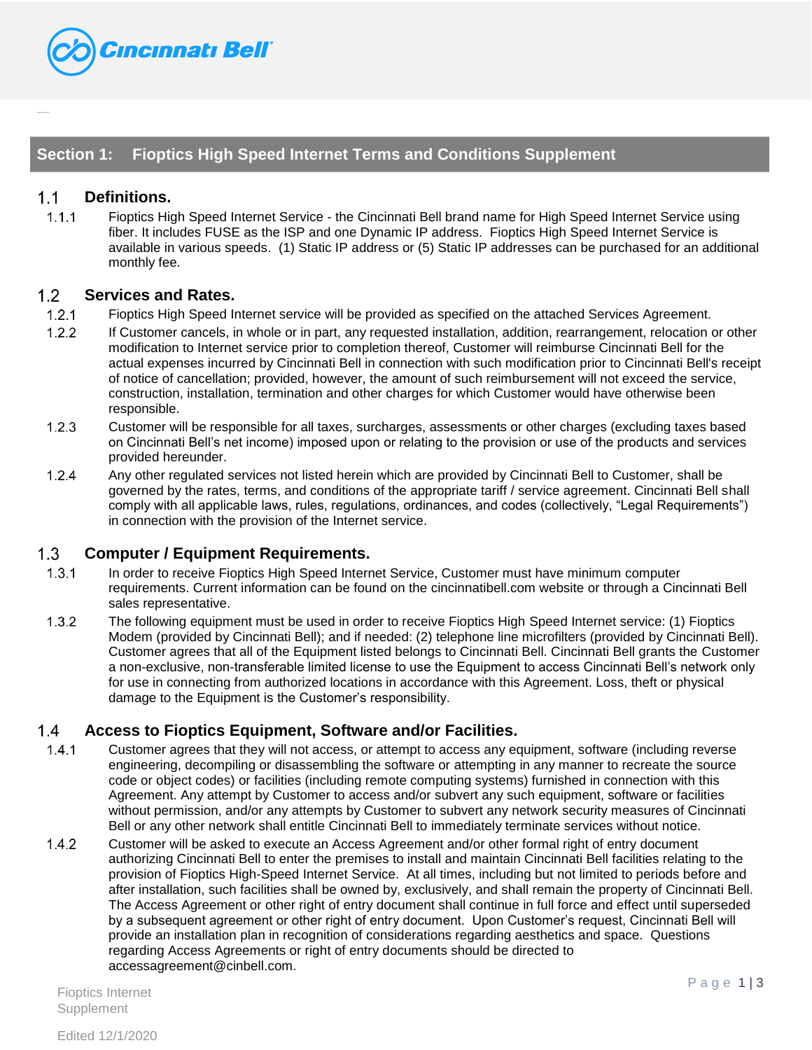## Section 1: Fioptics High Speed Internet Terms and Conditions Supplement

### 1.1 Definitions.

1.1.1 Fioptics High Speed Internet Service - the Cincinnati Bell brand name for High Speed Internet Service using fiber. It includes FUSE as the ISP and one Dynamic IP address. Fioptics High Speed Internet Service is available in various speeds. (1) Static IP address or (5) Static IP addresses can be purchased for an additional monthly fee.

### 1.2 Services and Rates.

1.2.1 Fioptics High Speed Internet service will be provided as specified on the attached Services Agreement.

1.2.2 If Customer cancels, in whole or in part, any requested installation, addition, rearrangement, relocation or other modification to Internet service prior to completion thereof, Customer will reimburse Cincinnati Bell for the actual expenses incurred by Cincinnati Bell in connection with such modification prior to Cincinnati Bell's receipt of notice of cancellation; provided, however, the amount of such reimbursement will not exceed the service, construction, installation, termination and other charges for which Customer would have otherwise been responsible.

1.2.3 Customer will be responsible for all taxes, surcharges, assessments or other charges (excluding taxes based on Cincinnati Bell's net income) imposed upon or relating to the provision or use of the products and services provided hereunder.

1.2.4 Any other regulated services not listed herein which are provided by Cincinnati Bell to Customer, shall be governed by the rates, terms, and conditions of the appropriate tariff / service agreement. Cincinnati Bell shall comply with all applicable laws, rules, regulations, ordinances, and codes (collectively, "Legal Requirements") in connection with the provision of the Internet service.

### 1.3 Computer / Equipment Requirements.

1.3.1 In order to receive Fioptics High Speed Internet Service, Customer must have minimum computer requirements. Current information can be found on the cincinnatibell.com website or through a Cincinnati Bell sales representative.

1.3.2 The following equipment must be used in order to receive Fioptics High Speed Internet service: (1) Fioptics Modem (provided by Cincinnati Bell); and if needed: (2) telephone line microfilters (provided by Cincinnati Bell). Customer agrees that all of the Equipment listed belongs to Cincinnati Bell. Cincinnati Bell grants the Customer a non-exclusive, non-transferable limited license to use the Equipment to access Cincinnati Bell's network only for use in connecting from authorized locations in accordance with this Agreement. Loss, theft or physical damage to the Equipment is the Customer's responsibility.

### 1.4 Access to Fioptics Equipment, Software and/or Facilities.

1.4.1 Customer agrees that they will not access, or attempt to access any equipment, software (including reverse engineering, decompiling or disassembling the software or attempting in any manner to recreate the source code or object codes) or facilities (including remote computing systems) furnished in connection with this Agreement. Any attempt by Customer to access and/or subvert any such equipment, software or facilities without permission, and/or any attempts by Customer to subvert any network security measures of Cincinnati Bell or any other network shall entitle Cincinnati Bell to immediately terminate services without notice.

1.4.2 Customer will be asked to execute an Access Agreement and/or other formal right of entry document authorizing Cincinnati Bell to enter the premises to install and maintain Cincinnati Bell facilities relating to the provision of Fioptics High-Speed Internet Service. At all times, including but not limited to periods before and after installation, such facilities shall be owned by, exclusively, and shall remain the property of Cincinnati Bell. The Access Agreement or other right of entry document shall continue in full force and effect until superseded by a subsequent agreement or other right of entry document. Upon Customer's request, Cincinnati Bell will provide an installation plan in recognition of considerations regarding aesthetics and space. Questions regarding Access Agreements or right of entry documents should be directed to accessagreement@cinbell.com.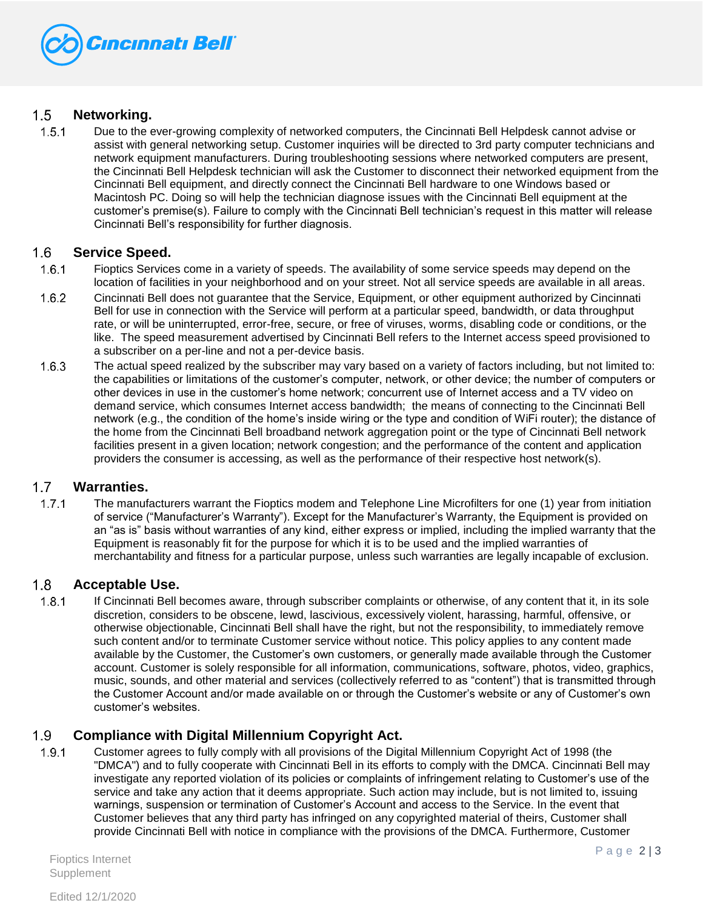## 1.5 Networking.

1.5.1 Due to the ever-growing complexity of networked computers, the Cincinnati Bell Helpdesk cannot advise or assist with general networking setup. Customer inquiries will be directed to 3rd party computer technicians and network equipment manufacturers. During troubleshooting sessions where networked computers are present, the Cincinnati Bell Helpdesk technician will ask the Customer to disconnect their networked equipment from the Cincinnati Bell equipment, and directly connect the Cincinnati Bell hardware to one Windows based or Macintosh PC. Doing so will help the technician diagnose issues with the Cincinnati Bell equipment at the customer's premise(s). Failure to comply with the Cincinnati Bell technician's request in this matter will release Cincinnati Bell's responsibility for further diagnosis.

## 1.6 Service Speed.

1.6.1 Fioptics Services come in a variety of speeds. The availability of some service speeds may depend on the location of facilities in your neighborhood and on your street. Not all service speeds are available in all areas.

1.6.2 Cincinnati Bell does not guarantee that the Service, Equipment, or other equipment authorized by Cincinnati Bell for use in connection with the Service will perform at a particular speed, bandwidth, or data throughput rate, or will be uninterrupted, error-free, secure, or free of viruses, worms, disabling code or conditions, or the like. The speed measurement advertised by Cincinnati Bell refers to the Internet access speed provisioned to a subscriber on a per-line and not a per-device basis.

1.6.3 The actual speed realized by the subscriber may vary based on a variety of factors including, but not limited to: the capabilities or limitations of the customer's computer, network, or other device; the number of computers or other devices in use in the customer's home network; concurrent use of Internet access and a TV video on demand service, which consumes Internet access bandwidth; the means of connecting to the Cincinnati Bell network (e.g., the condition of the home's inside wiring or the type and condition of WiFi router); the distance of the home from the Cincinnati Bell broadband network aggregation point or the type of Cincinnati Bell network facilities present in a given location; network congestion; and the performance of the content and application providers the consumer is accessing, as well as the performance of their respective host network(s).

## 1.7 Warranties.

1.7.1 The manufacturers warrant the Fioptics modem and Telephone Line Microfilters for one (1) year from initiation of service ("Manufacturer's Warranty"). Except for the Manufacturer's Warranty, the Equipment is provided on an "as is" basis without warranties of any kind, either express or implied, including the implied warranty that the Equipment is reasonably fit for the purpose for which it is to be used and the implied warranties of merchantability and fitness for a particular purpose, unless such warranties are legally incapable of exclusion.

## 1.8 Acceptable Use.

1.8.1 If Cincinnati Bell becomes aware, through subscriber complaints or otherwise, of any content that it, in its sole discretion, considers to be obscene, lewd, lascivious, excessively violent, harassing, harmful, offensive, or otherwise objectionable, Cincinnati Bell shall have the right, but not the responsibility, to immediately remove such content and/or to terminate Customer service without notice. This policy applies to any content made available by the Customer, the Customer's own customers, or generally made available through the Customer account. Customer is solely responsible for all information, communications, software, photos, video, graphics, music, sounds, and other material and services (collectively referred to as "content") that is transmitted through the Customer Account and/or made available on or through the Customer's website or any of Customer's own customer's websites.

## 1.9 Compliance with Digital Millennium Copyright Act.

1.9.1 Customer agrees to fully comply with all provisions of the Digital Millennium Copyright Act of 1998 (the "DMCA") and to fully cooperate with Cincinnati Bell in its efforts to comply with the DMCA. Cincinnati Bell may investigate any reported violation of its policies or complaints of infringement relating to Customer's use of the service and take any action that it deems appropriate. Such action may include, but is not limited to, issuing warnings, suspension or termination of Customer's Account and access to the Service. In the event that Customer believes that any third party has infringed on any copyrighted material of theirs, Customer shall provide Cincinnati Bell with notice in compliance with the provisions of the DMCA. Furthermore, Customer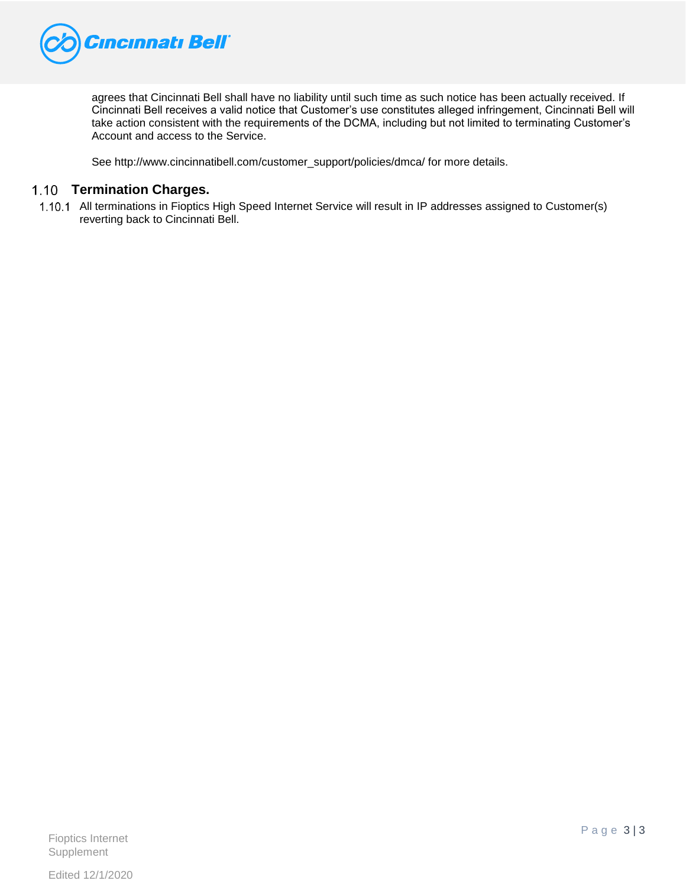agrees that Cincinnati Bell shall have no liability until such time as such notice has been actually received. If Cincinnati Bell receives a valid notice that Customer's use constitutes alleged infringement, Cincinnati Bell will take action consistent with the requirements of the DCMA, including but not limited to terminating Customer's Account and access to the Service.

See http://www.cincinnatibell.com/customer_support/policies/dmca/ for more details.

## 1.10 Termination Charges.

1.10.1 All terminations in Fioptics High Speed Internet Service will result in IP addresses assigned to Customer(s) reverting back to Cincinnati Bell.